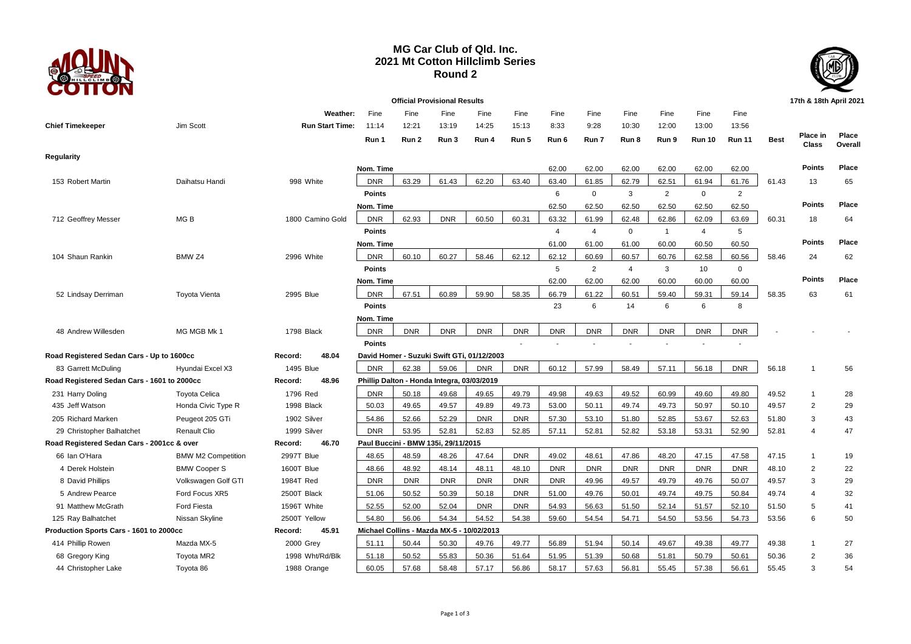# MG Car Club of Qld. Inc.
## 2021 Mt Cotton Hillclimb Series
## Round 2

**Official Provisional Results** — 17th & 18th April 2021

**Chief Timekeeper:** Jim Scott

| | | | | Run 1 | Run 2 | Run 3 | Run 4 | Run 5 | Run 6 | Run 7 | Run 8 | Run 9 | Run 10 | Run 11 | Best | Place in Class | Place Overall |
|---|---|---|---|---|---|---|---|---|---|---|---|---|---|---|---|---|---|
| | | | Weather: | Fine | Fine | Fine | Fine | Fine | Fine | Fine | Fine | Fine | Fine | Fine | | | |
| | | | Run Start Time: | 11:14 | 12:21 | 13:19 | 14:25 | 15:13 | 8:33 | 9:28 | 10:30 | 12:00 | 13:00 | 13:56 | | | |
| **Regularity** | | | | | | | | | | | | | | | | | |
| | | | | Nom. Time | | | | | 62.00 | 62.00 | 62.00 | 62.00 | 62.00 | 62.00 | | Points | Place |
| 153 Robert Martin | Daihatsu Handi | 998 | White | DNR | 63.29 | 61.43 | 62.20 | 63.40 | 63.40 | 61.85 | 62.79 | 62.51 | 61.94 | 61.76 | 61.43 | 13 | 65 |
| | | | | Points | | | | | 6 | 0 | 3 | 2 | 0 | 2 | | | |
| | | | | Nom. Time | | | | | 62.50 | 62.50 | 62.50 | 62.50 | 62.50 | 62.50 | | Points | Place |
| 712 Geoffrey Messer | MG B | 1800 | Camino Gold | DNR | 62.93 | DNR | 60.50 | 60.31 | 63.32 | 61.99 | 62.48 | 62.86 | 62.09 | 63.69 | 60.31 | 18 | 64 |
| | | | | Points | | | | | 4 | 4 | 0 | 1 | 4 | 5 | | | |
| | | | | Nom. Time | | | | | 61.00 | 61.00 | 61.00 | 60.00 | 60.50 | 60.50 | | Points | Place |
| 104 Shaun Rankin | BMW Z4 | 2996 | White | DNR | 60.10 | 60.27 | 58.46 | 62.12 | 62.12 | 60.69 | 60.57 | 60.76 | 62.58 | 60.56 | 58.46 | 24 | 62 |
| | | | | Points | | | | | 5 | 2 | 4 | 3 | 10 | 0 | | | |
| | | | | Nom. Time | | | | | 62.00 | 62.00 | 62.00 | 60.00 | 60.00 | 60.00 | | Points | Place |
| 52 Lindsay Derriman | Toyota Vienta | 2995 | Blue | DNR | 67.51 | 60.89 | 59.90 | 58.35 | 66.79 | 61.22 | 60.51 | 59.40 | 59.31 | 59.14 | 58.35 | 63 | 61 |
| | | | | Points | | | | | 23 | 6 | 14 | 6 | 6 | 8 | | | |
| | | | | Nom. Time | | | | | | | | | | | | | |
| 48 Andrew Willesden | MG MGB Mk 1 | 1798 | Black | DNR | DNR | DNR | DNR | DNR | DNR | DNR | DNR | DNR | DNR | DNR | - | - | - |
| | | | | Points | | | | - | - | - | - | - | - | - | | | |
| **Road Registered Sedan Cars - Up to 1600cc** | | Record: | 48.04 | David Homer - Suzuki Swift GTi, 01/12/2003 | | | | | | | | | | | | | |
| 83 Garrett McDuling | Hyundai Excel X3 | 1495 | Blue | DNR | 62.38 | 59.06 | DNR | DNR | 60.12 | 57.99 | 58.49 | 57.11 | 56.18 | DNR | 56.18 | 1 | 56 |
| **Road Registered Sedan Cars - 1601 to 2000cc** | | Record: | 48.96 | Phillip Dalton - Honda Integra, 03/03/2019 | | | | | | | | | | | | | |
| 231 Harry Doling | Toyota Celica | 1796 | Red | DNR | 50.18 | 49.68 | 49.65 | 49.79 | 49.98 | 49.63 | 49.52 | 60.99 | 49.60 | 49.80 | 49.52 | 1 | 28 |
| 435 Jeff Watson | Honda Civic Type R | 1998 | Black | 50.03 | 49.65 | 49.57 | 49.89 | 49.73 | 53.00 | 50.11 | 49.74 | 49.73 | 50.97 | 50.10 | 49.57 | 2 | 29 |
| 205 Richard Marken | Peugeot 205 GTi | 1902 | Silver | 54.86 | 52.66 | 52.29 | DNR | DNR | 57.30 | 53.10 | 51.80 | 52.85 | 53.67 | 52.63 | 51.80 | 3 | 43 |
| 29 Christopher Balhatchet | Renault Clio | 1999 | Silver | DNR | 53.95 | 52.81 | 52.83 | 52.85 | 57.11 | 52.81 | 52.82 | 53.18 | 53.31 | 52.90 | 52.81 | 4 | 47 |
| **Road Registered Sedan Cars - 2001cc & over** | | Record: | 46.70 | Paul Buccini - BMW 135i, 29/11/2015 | | | | | | | | | | | | | |
| 66 Ian O'Hara | BMW M2 Competition | 2997T | Blue | 48.65 | 48.59 | 48.26 | 47.64 | DNR | 49.02 | 48.61 | 47.86 | 48.20 | 47.15 | 47.58 | 47.15 | 1 | 19 |
| 4 Derek Holstein | BMW Cooper S | 1600T | Blue | 48.66 | 48.92 | 48.14 | 48.11 | 48.10 | DNR | DNR | DNR | DNR | DNR | DNR | 48.10 | 2 | 22 |
| 8 David Phillips | Volkswagen Golf GTI | 1984T | Red | DNR | DNR | DNR | DNR | DNR | DNR | 49.96 | 49.57 | 49.79 | 49.76 | 50.07 | 49.57 | 3 | 29 |
| 5 Andrew Pearce | Ford Focus XR5 | 2500T | Black | 51.06 | 50.52 | 50.39 | 50.18 | DNR | 51.00 | 49.76 | 50.01 | 49.74 | 49.75 | 50.84 | 49.74 | 4 | 32 |
| 91 Matthew McGrath | Ford Fiesta | 1596T | White | 52.55 | 52.00 | 52.04 | DNR | DNR | 54.93 | 56.63 | 51.50 | 52.14 | 51.57 | 52.10 | 51.50 | 5 | 41 |
| 125 Ray Balhatchet | Nissan Skyline | 2500T | Yellow | 54.80 | 56.06 | 54.34 | 54.52 | 54.38 | 59.60 | 54.54 | 54.71 | 54.50 | 53.56 | 54.73 | 53.56 | 6 | 50 |
| **Production Sports Cars - 1601 to 2000cc** | | Record: | 45.91 | Michael Collins - Mazda MX-5 - 10/02/2013 | | | | | | | | | | | | | |
| 414 Phillip Rowen | Mazda MX-5 | 2000 | Grey | 51.11 | 50.44 | 50.30 | 49.76 | 49.77 | 56.89 | 51.94 | 50.14 | 49.67 | 49.38 | 49.77 | 49.38 | 1 | 27 |
| 68 Gregory King | Toyota MR2 | 1998 | Wht/Rd/Blk | 51.18 | 50.52 | 55.83 | 50.36 | 51.64 | 51.95 | 51.39 | 50.68 | 51.81 | 50.79 | 50.61 | 50.36 | 2 | 36 |
| 44 Christopher Lake | Toyota 86 | 1988 | Orange | 60.05 | 57.68 | 58.48 | 57.17 | 56.86 | 58.17 | 57.63 | 56.81 | 55.45 | 57.38 | 56.61 | 55.45 | 3 | 54 |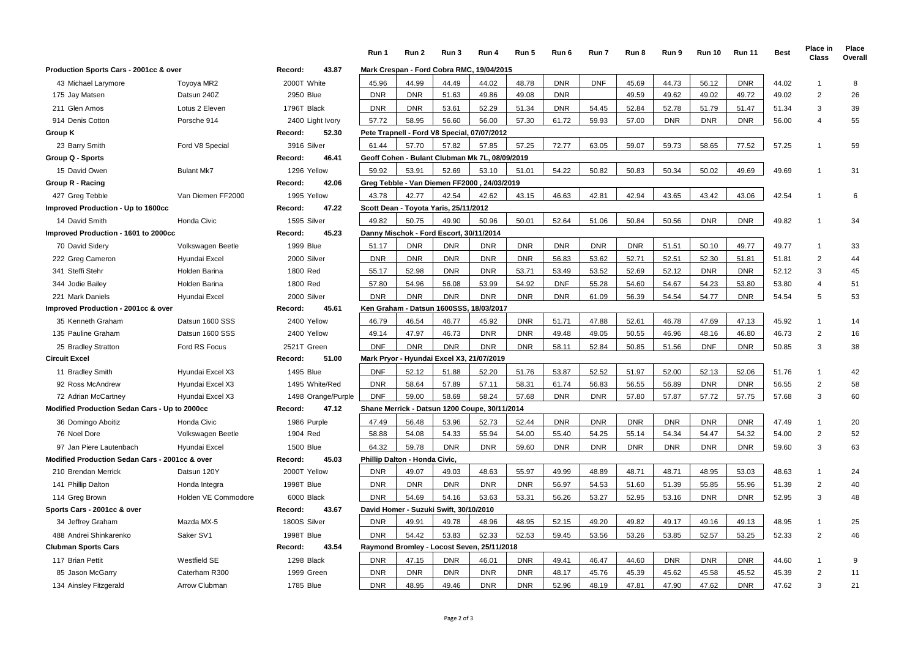| | | | Run 1 | Run 2 | Run 3 | Run 4 | Run 5 | Run 6 | Run 7 | Run 8 | Run 9 | Run 10 | Run 11 | Best | Place in Class | Place Overall |
|---|---|---|---|---|---|---|---|---|---|---|---|---|---|---|---|---|
| **Production Sports Cars - 2001cc & over** | | **Record: 43.87** | **Mark Crespan - Ford Cobra RMC, 19/04/2015** | | | | | | | | | | | | | |
| 43 Michael Larymore | Toyoya MR2 | 2000T White | 45.96 | 44.99 | 44.49 | 44.02 | 48.78 | DNR | DNF | 45.69 | 44.73 | 56.12 | DNR | 44.02 | 1 | 8 |
| 175 Jay Matsen | Datsun 240Z | 2950 Blue | DNR | DNR | 51.63 | 49.86 | 49.08 | DNR | | 49.59 | 49.62 | 49.02 | 49.72 | 49.02 | 2 | 26 |
| 211 Glen Amos | Lotus 2 Eleven | 1796T Black | DNR | DNR | 53.61 | 52.29 | 51.34 | DNR | 54.45 | 52.84 | 52.78 | 51.79 | 51.47 | 51.34 | 3 | 39 |
| 914 Denis Cotton | Porsche 914 | 2400 Light Ivory | 57.72 | 58.95 | 56.60 | 56.00 | 57.30 | 61.72 | 59.93 | 57.00 | DNR | DNR | DNR | 56.00 | 4 | 55 |
| **Group K** | | **Record: 52.30** | **Pete Trapnell - Ford V8 Special, 07/07/2012** | | | | | | | | | | | | | |
| 23 Barry Smith | Ford V8 Special | 3916 Silver | 61.44 | 57.70 | 57.82 | 57.85 | 57.25 | 72.77 | 63.05 | 59.07 | 59.73 | 58.65 | 77.52 | 57.25 | 1 | 59 |
| **Group Q - Sports** | | **Record: 46.41** | **Geoff Cohen - Bulant Clubman Mk 7L, 08/09/2019** | | | | | | | | | | | | | |
| 15 David Owen | Bulant Mk7 | 1296 Yellow | 59.92 | 53.91 | 52.69 | 53.10 | 51.01 | 54.22 | 50.82 | 50.83 | 50.34 | 50.02 | 49.69 | 49.69 | 1 | 31 |
| **Group R - Racing** | | **Record: 42.06** | **Greg Tebble - Van Diemen FF2000 , 24/03/2019** | | | | | | | | | | | | | |
| 427 Greg Tebble | Van Diemen FF2000 | 1995 Yellow | 43.78 | 42.77 | 42.54 | 42.62 | 43.15 | 46.63 | 42.81 | 42.94 | 43.65 | 43.42 | 43.06 | 42.54 | 1 | 6 |
| **Improved Production - Up to 1600cc** | | **Record: 47.22** | **Scott Dean - Toyota Yaris, 25/11/2012** | | | | | | | | | | | | | |
| 14 David Smith | Honda Civic | 1595 Silver | 49.82 | 50.75 | 49.90 | 50.96 | 50.01 | 52.64 | 51.06 | 50.84 | 50.56 | DNR | DNR | 49.82 | 1 | 34 |
| **Improved Production - 1601 to 2000cc** | | **Record: 45.23** | **Danny Mischok - Ford Escort, 30/11/2014** | | | | | | | | | | | | | |
| 70 David Sidery | Volkswagen Beetle | 1999 Blue | 51.17 | DNR | DNR | DNR | DNR | DNR | DNR | DNR | 51.51 | 50.10 | 49.77 | 49.77 | 1 | 33 |
| 222 Greg Cameron | Hyundai Excel | 2000 Silver | DNR | DNR | DNR | DNR | DNR | 56.83 | 53.62 | 52.71 | 52.51 | 52.30 | 51.81 | 51.81 | 2 | 44 |
| 341 Steffi Stehr | Holden Barina | 1800 Red | 55.17 | 52.98 | DNR | DNR | 53.71 | 53.49 | 53.52 | 52.69 | 52.12 | DNR | DNR | 52.12 | 3 | 45 |
| 344 Jodie Bailey | Holden Barina | 1800 Red | 57.80 | 54.96 | 56.08 | 53.99 | 54.92 | DNF | 55.28 | 54.60 | 54.67 | 54.23 | 53.80 | 53.80 | 4 | 51 |
| 221 Mark Daniels | Hyundai Excel | 2000 Silver | DNR | DNR | DNR | DNR | DNR | DNR | 61.09 | 56.39 | 54.54 | 54.77 | DNR | 54.54 | 5 | 53 |
| **Improved Production - 2001cc & over** | | **Record: 45.61** | **Ken Graham - Datsun 1600SSS, 18/03/2017** | | | | | | | | | | | | | |
| 35 Kenneth Graham | Datsun 1600 SSS | 2400 Yellow | 46.79 | 46.54 | 46.77 | 45.92 | DNR | 51.71 | 47.88 | 52.61 | 46.78 | 47.69 | 47.13 | 45.92 | 1 | 14 |
| 135 Pauline Graham | Datsun 1600 SSS | 2400 Yellow | 49.14 | 47.97 | 46.73 | DNR | DNR | 49.48 | 49.05 | 50.55 | 46.96 | 48.16 | 46.80 | 46.73 | 2 | 16 |
| 25 Bradley Stratton | Ford RS Focus | 2521T Green | DNF | DNR | DNR | DNR | DNR | 58.11 | 52.84 | 50.85 | 51.56 | DNF | DNR | 50.85 | 3 | 38 |
| **Circuit Excel** | | **Record: 51.00** | **Mark Pryor - Hyundai Excel X3, 21/07/2019** | | | | | | | | | | | | | |
| 11 Bradley Smith | Hyundai Excel X3 | 1495 Blue | DNF | 52.12 | 51.88 | 52.20 | 51.76 | 53.87 | 52.52 | 51.97 | 52.00 | 52.13 | 52.06 | 51.76 | 1 | 42 |
| 92 Ross McAndrew | Hyundai Excel X3 | 1495 White/Red | DNR | 58.64 | 57.89 | 57.11 | 58.31 | 61.74 | 56.83 | 56.55 | 56.89 | DNR | DNR | 56.55 | 2 | 58 |
| 72 Adrian McCartney | Hyundai Excel X3 | 1498 Orange/Purple | DNF | 59.00 | 58.69 | 58.24 | 57.68 | DNR | DNR | 57.80 | 57.87 | 57.72 | 57.75 | 57.68 | 3 | 60 |
| **Modified Production Sedan Cars - Up to 2000cc** | | **Record: 47.12** | **Shane Merrick - Datsun 1200 Coupe, 30/11/2014** | | | | | | | | | | | | | |
| 36 Domingo Aboitiz | Honda Civic | 1986 Purple | 47.49 | 56.48 | 53.96 | 52.73 | 52.44 | DNR | DNR | DNR | DNR | DNR | DNR | 47.49 | 1 | 20 |
| 76 Noel Dore | Volkswagen Beetle | 1904 Red | 58.88 | 54.08 | 54.33 | 55.94 | 54.00 | 55.40 | 54.25 | 55.14 | 54.34 | 54.47 | 54.32 | 54.00 | 2 | 52 |
| 97 Jan Piere Lautenbach | Hyundai Excel | 1500 Blue | 64.32 | 59.78 | DNR | DNR | 59.60 | DNR | DNR | DNR | DNR | DNR | DNR | 59.60 | 3 | 63 |
| **Modified Production Sedan Cars - 2001cc & over** | | **Record: 45.03** | **Phillip Dalton - Honda Civic,** | | | | | | | | | | | | | |
| 210 Brendan Merrick | Datsun 120Y | 2000T Yellow | DNR | 49.07 | 49.03 | 48.63 | 55.97 | 49.99 | 48.89 | 48.71 | 48.71 | 48.95 | 53.03 | 48.63 | 1 | 24 |
| 141 Phillip Dalton | Honda Integra | 1998T Blue | DNR | DNR | DNR | DNR | DNR | 56.97 | 54.53 | 51.60 | 51.39 | 55.85 | 55.96 | 51.39 | 2 | 40 |
| 114 Greg Brown | Holden VE Commodore | 6000 Black | DNR | 54.69 | 54.16 | 53.63 | 53.31 | 56.26 | 53.27 | 52.95 | 53.16 | DNR | DNR | 52.95 | 3 | 48 |
| **Sports Cars - 2001cc & over** | | **Record: 43.67** | **David Homer - Suzuki Swift, 30/10/2010** | | | | | | | | | | | | | |
| 34 Jeffrey Graham | Mazda MX-5 | 1800S Silver | DNR | 49.91 | 49.78 | 48.96 | 48.95 | 52.15 | 49.20 | 49.82 | 49.17 | 49.16 | 49.13 | 48.95 | 1 | 25 |
| 488 Andrei Shinkarenko | Saker SV1 | 1998T Blue | DNR | 54.42 | 53.83 | 52.33 | 52.53 | 59.45 | 53.56 | 53.26 | 53.85 | 52.57 | 53.25 | 52.33 | 2 | 46 |
| **Clubman Sports Cars** | | **Record: 43.54** | **Raymond Bromley - Locost Seven, 25/11/2018** | | | | | | | | | | | | | |
| 117 Brian Pettit | Westfield SE | 1298 Black | DNR | 47.15 | DNR | 46.01 | DNR | 49.41 | 46.47 | 44.60 | DNR | DNR | DNR | 44.60 | 1 | 9 |
| 85 Jason McGarry | Caterham R300 | 1999 Green | DNR | DNR | DNR | DNR | DNR | 48.17 | 45.76 | 45.39 | 45.62 | 45.58 | 45.52 | 45.39 | 2 | 11 |
| 134 Ainsley Fitzgerald | Arrow Clubman | 1785 Blue | DNR | 48.95 | 49.46 | DNR | DNR | 52.96 | 48.19 | 47.81 | 47.90 | 47.62 | DNR | 47.62 | 3 | 21 |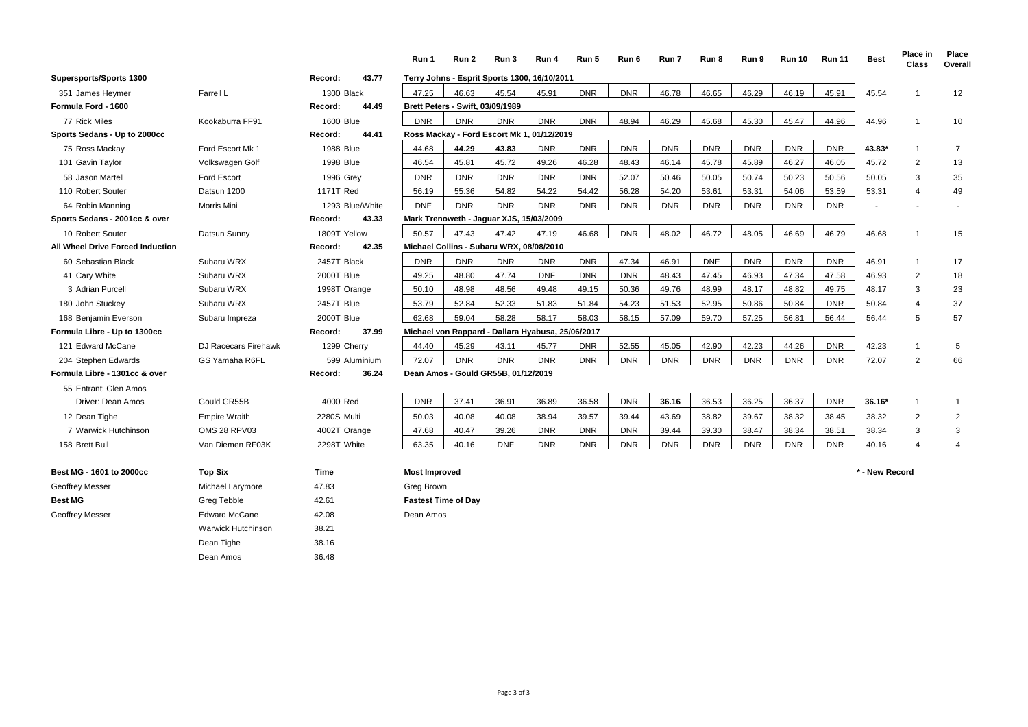| | | | Run 1 | Run 2 | Run 3 | Run 4 | Run 5 | Run 6 | Run 7 | Run 8 | Run 9 | Run 10 | Run 11 | Best | Place in Class | Place Overall |
|---|---|---|---|---|---|---|---|---|---|---|---|---|---|---|---|---|---|
| **Supersports/Sports 1300** | | Record: 43.77 | Terry Johns - Esprit Sports 1300, 16/10/2011 | | | | | | | | | | | | | |
| 351 James Heymer | Farrell L | 1300 Black | 47.25 | 46.63 | 45.54 | 45.91 | DNR | DNR | 46.78 | 46.65 | 46.29 | 46.19 | 45.91 | 45.54 | 1 | 12 |
| **Formula Ford - 1600** | | Record: 44.49 | Brett Peters - Swift, 03/09/1989 | | | | | | | | | | | | | |
| 77 Rick Miles | Kookaburra FF91 | 1600 Blue | DNR | DNR | DNR | DNR | DNR | 48.94 | 46.29 | 45.68 | 45.30 | 45.47 | 44.96 | 44.96 | 1 | 10 |
| **Sports Sedans - Up to 2000cc** | | Record: 44.41 | Ross Mackay - Ford Escort Mk 1, 01/12/2019 | | | | | | | | | | | | | |
| 75 Ross Mackay | Ford Escort Mk 1 | 1988 Blue | 44.68 | **44.29** | **43.83** | DNR | DNR | DNR | DNR | DNR | DNR | DNR | DNR | **43.83*** | 1 | 7 |
| 101 Gavin Taylor | Volkswagen Golf | 1998 Blue | 46.54 | 45.81 | 45.72 | 49.26 | 46.28 | 48.43 | 46.14 | 45.78 | 45.89 | 46.27 | 46.05 | 45.72 | 2 | 13 |
| 58 Jason Martell | Ford Escort | 1996 Grey | DNR | DNR | DNR | DNR | DNR | 52.07 | 50.46 | 50.05 | 50.74 | 50.23 | 50.56 | 50.05 | 3 | 35 |
| 110 Robert Souter | Datsun 1200 | 1171T Red | 56.19 | 55.36 | 54.82 | 54.22 | 54.42 | 56.28 | 54.20 | 53.61 | 53.31 | 54.06 | 53.59 | 53.31 | 4 | 49 |
| 64 Robin Manning | Morris Mini | 1293 Blue/White | DNF | DNR | DNR | DNR | DNR | DNR | DNR | DNR | DNR | DNR | DNR | - | - | - |
| **Sports Sedans - 2001cc & over** | | Record: 43.33 | Mark Trenoweth - Jaguar XJS, 15/03/2009 | | | | | | | | | | | | | |
| 10 Robert Souter | Datsun Sunny | 1809T Yellow | 50.57 | 47.43 | 47.42 | 47.19 | 46.68 | DNR | 48.02 | 46.72 | 48.05 | 46.69 | 46.79 | 46.68 | 1 | 15 |
| **All Wheel Drive Forced Induction** | | Record: 42.35 | Michael Collins - Subaru WRX, 08/08/2010 | | | | | | | | | | | | | |
| 60 Sebastian Black | Subaru WRX | 2457T Black | DNR | DNR | DNR | DNR | DNR | 47.34 | 46.91 | DNF | DNR | DNR | DNR | 46.91 | 1 | 17 |
| 41 Cary White | Subaru WRX | 2000T Blue | 49.25 | 48.80 | 47.74 | DNF | DNR | DNR | 48.43 | 47.45 | 46.93 | 47.34 | 47.58 | 46.93 | 2 | 18 |
| 3 Adrian Purcell | Subaru WRX | 1998T Orange | 50.10 | 48.98 | 48.56 | 49.48 | 49.15 | 50.36 | 49.76 | 48.99 | 48.17 | 48.82 | 49.75 | 48.17 | 3 | 23 |
| 180 John Stuckey | Subaru WRX | 2457T Blue | 53.79 | 52.84 | 52.33 | 51.83 | 51.84 | 54.23 | 51.53 | 52.95 | 50.86 | 50.84 | DNR | 50.84 | 4 | 37 |
| 168 Benjamin Everson | Subaru Impreza | 2000T Blue | 62.68 | 59.04 | 58.28 | 58.17 | 58.03 | 58.15 | 57.09 | 59.70 | 57.25 | 56.81 | 56.44 | 56.44 | 5 | 57 |
| **Formula Libre - Up to 1300cc** | | Record: 37.99 | Michael von Rappard - Dallara Hyabusa, 25/06/2017 | | | | | | | | | | | | | |
| 121 Edward McCane | DJ Racecars Firehawk | 1299 Cherry | 44.40 | 45.29 | 43.11 | 45.77 | DNR | 52.55 | 45.05 | 42.90 | 42.23 | 44.26 | DNR | 42.23 | 1 | 5 |
| 204 Stephen Edwards | GS Yamaha R6FL | 599 Aluminium | 72.07 | DNR | DNR | DNR | DNR | DNR | DNR | DNR | DNR | DNR | DNR | 72.07 | 2 | 66 |
| **Formula Libre - 1301cc & over** | | Record: 36.24 | Dean Amos - Gould GR55B, 01/12/2019 | | | | | | | | | | | | | |
| 55 Entrant: Glen Amos | | | | | | | | | | | | | | | | |
| Driver: Dean Amos | Gould GR55B | 4000 Red | DNR | 37.41 | 36.91 | 36.89 | 36.58 | DNR | **36.16** | 36.53 | 36.25 | 36.37 | DNR | **36.16*** | 1 | 1 |
| 12 Dean Tighe | Empire Wraith | 2280S Multi | 50.03 | 40.08 | 40.08 | 38.94 | 39.57 | 39.44 | 43.69 | 38.82 | 39.67 | 38.32 | 38.45 | 38.32 | 2 | 2 |
| 7 Warwick Hutchinson | OMS 28 RPV03 | 4002T Orange | 47.68 | 40.47 | 39.26 | DNR | DNR | DNR | 39.44 | 39.30 | 38.47 | 38.34 | 38.51 | 38.34 | 3 | 3 |
| 158 Brett Bull | Van Diemen RF03K | 2298T White | 63.35 | 40.16 | DNF | DNR | DNR | DNR | DNR | DNR | DNR | DNR | DNR | 40.16 | 4 | 4 |

**Best MG - 1601 to 2000cc**
Geoffrey Messer
**Best MG**
Geoffrey Messer

| **Top Six** | **Time** |
|---|---|
| Michael Larymore | 47.83 |
| Greg Tebble | 42.61 |
| Edward McCane | 42.08 |
| Warwick Hutchinson | 38.21 |
| Dean Tighe | 38.16 |
| Dean Amos | 36.48 |

**Most Improved**
Greg Brown
**Fastest Time of Day**
Dean Amos

\* - New Record